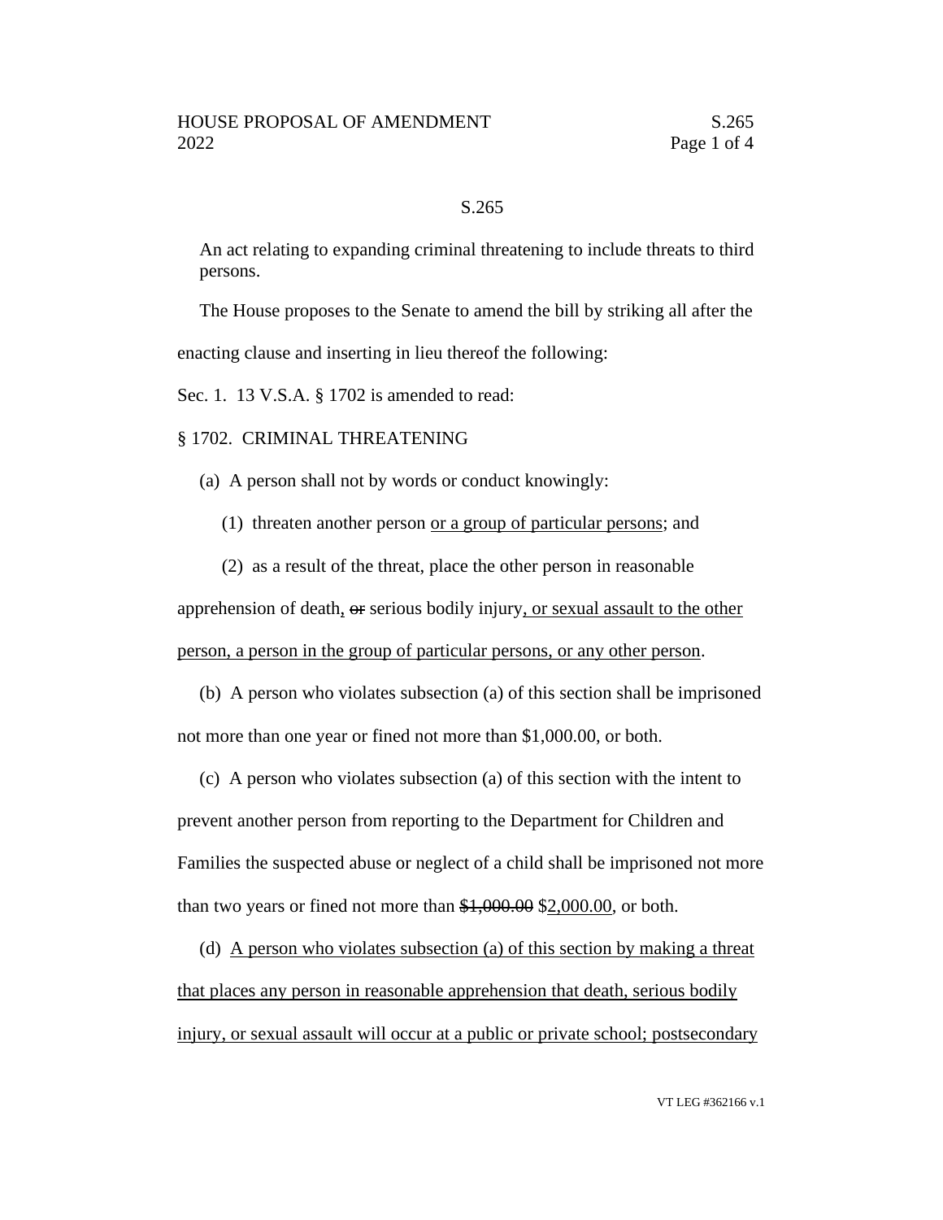S.265

An act relating to expanding criminal threatening to include threats to third persons.

The House proposes to the Senate to amend the bill by striking all after the enacting clause and inserting in lieu thereof the following:

Sec. 1. 13 V.S.A. § 1702 is amended to read:

§ 1702. CRIMINAL THREATENING

(a) A person shall not by words or conduct knowingly:

(1) threaten another person or a group of particular persons; and

(2) as a result of the threat, place the other person in reasonable apprehension of death, ~~or~~ serious bodily injury, or sexual assault to the other person, a person in the group of particular persons, or any other person.

(b) A person who violates subsection (a) of this section shall be imprisoned not more than one year or fined not more than $1,000.00, or both.

(c) A person who violates subsection (a) of this section with the intent to prevent another person from reporting to the Department for Children and Families the suspected abuse or neglect of a child shall be imprisoned not more than two years or fined not more than ~~$1,000.00~~ $2,000.00, or both.

(d) A person who violates subsection (a) of this section by making a threat that places any person in reasonable apprehension that death, serious bodily injury, or sexual assault will occur at a public or private school; postsecondary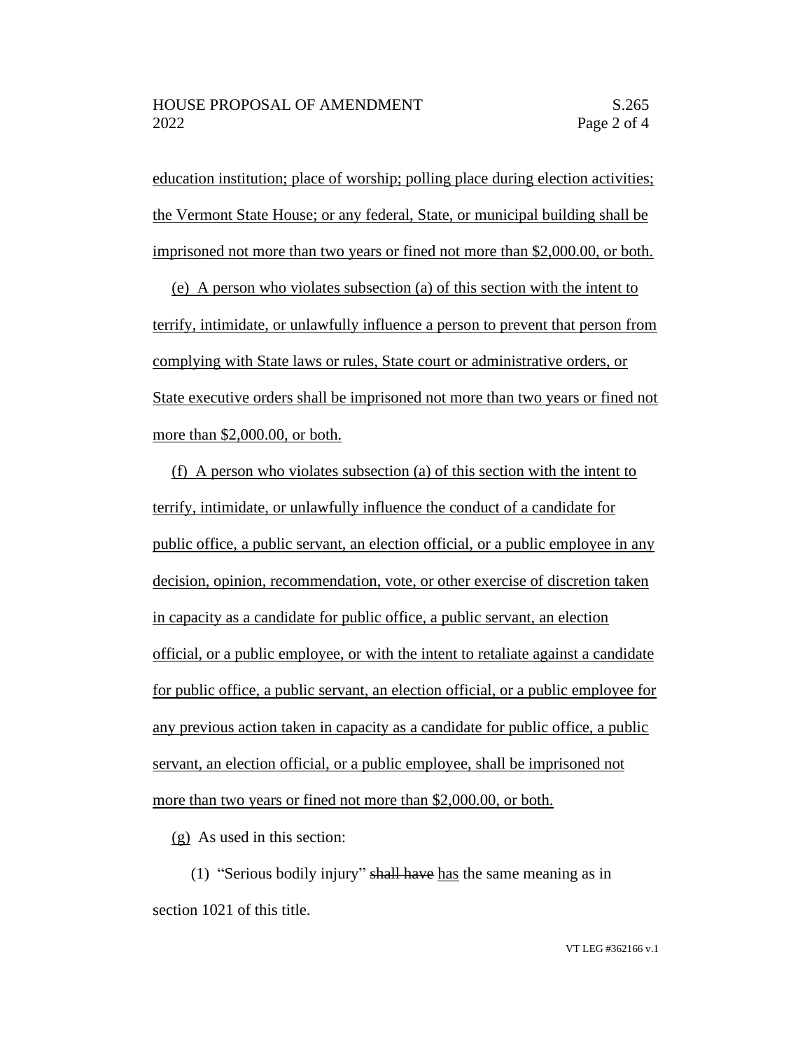education institution; place of worship; polling place during election activities; the Vermont State House; or any federal, State, or municipal building shall be imprisoned not more than two years or fined not more than $2,000.00, or both.

(e) A person who violates subsection (a) of this section with the intent to terrify, intimidate, or unlawfully influence a person to prevent that person from complying with State laws or rules, State court or administrative orders, or State executive orders shall be imprisoned not more than two years or fined not more than $2,000.00, or both.

(f) A person who violates subsection (a) of this section with the intent to terrify, intimidate, or unlawfully influence the conduct of a candidate for public office, a public servant, an election official, or a public employee in any decision, opinion, recommendation, vote, or other exercise of discretion taken in capacity as a candidate for public office, a public servant, an election official, or a public employee, or with the intent to retaliate against a candidate for public office, a public servant, an election official, or a public employee for any previous action taken in capacity as a candidate for public office, a public servant, an election official, or a public employee, shall be imprisoned not more than two years or fined not more than $2,000.00, or both.

(g) As used in this section:

(1) "Serious bodily injury" ~~shall have~~ has the same meaning as in section 1021 of this title.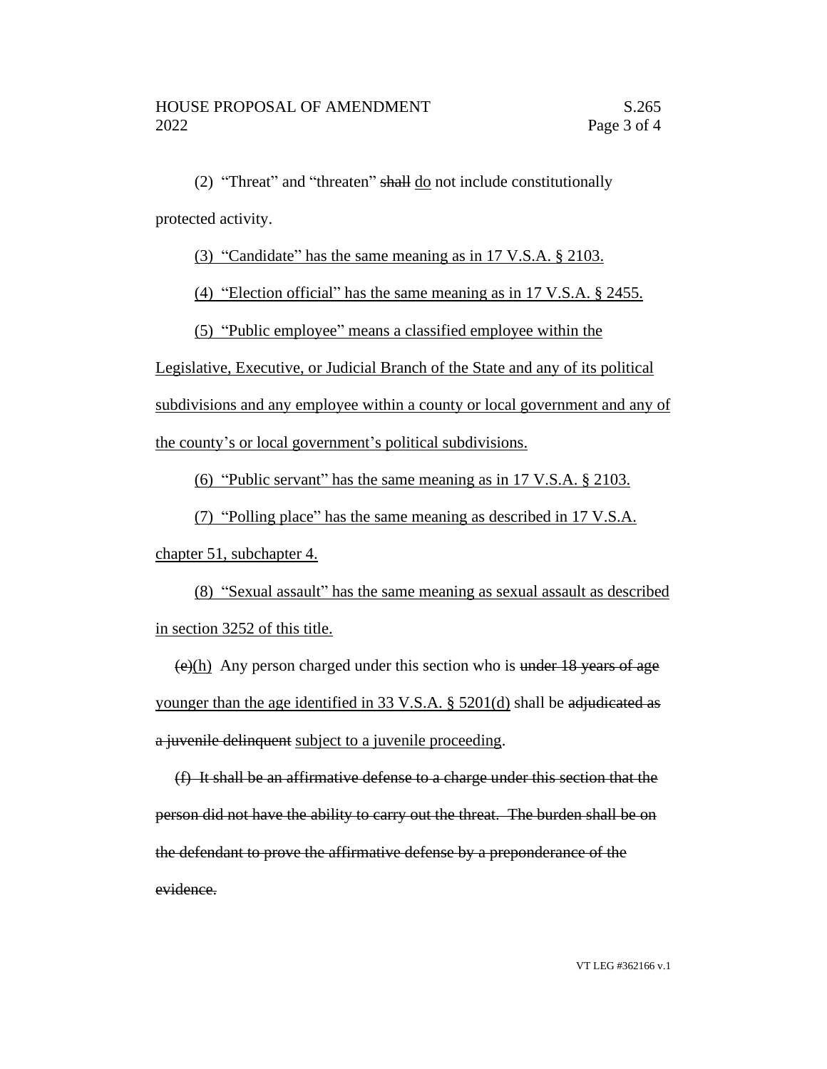(2) "Threat" and "threaten" ~~shall~~ <u>do</u> not include constitutionally protected activity.

<u>(3) "Candidate" has the same meaning as in 17 V.S.A. § 2103.</u>

<u>(4) "Election official" has the same meaning as in 17 V.S.A. § 2455.</u>

<u>(5) "Public employee" means a classified employee within the Legislative, Executive, or Judicial Branch of the State and any of its political subdivisions and any employee within a county or local government and any of the county's or local government's political subdivisions.</u>

<u>(6) "Public servant" has the same meaning as in 17 V.S.A. § 2103.</u>

<u>(7) "Polling place" has the same meaning as described in 17 V.S.A. chapter 51, subchapter 4.</u>

<u>(8) "Sexual assault" has the same meaning as sexual assault as described in section 3252 of this title.</u>

~~(e)~~<u>(h)</u> Any person charged under this section who is ~~under 18 years of age~~ <u>younger than the age identified in 33 V.S.A. § 5201(d)</u> shall be ~~adjudicated as a juvenile delinquent~~ <u>subject to a juvenile proceeding</u>.

~~(f) It shall be an affirmative defense to a charge under this section that the person did not have the ability to carry out the threat. The burden shall be on the defendant to prove the affirmative defense by a preponderance of the evidence.~~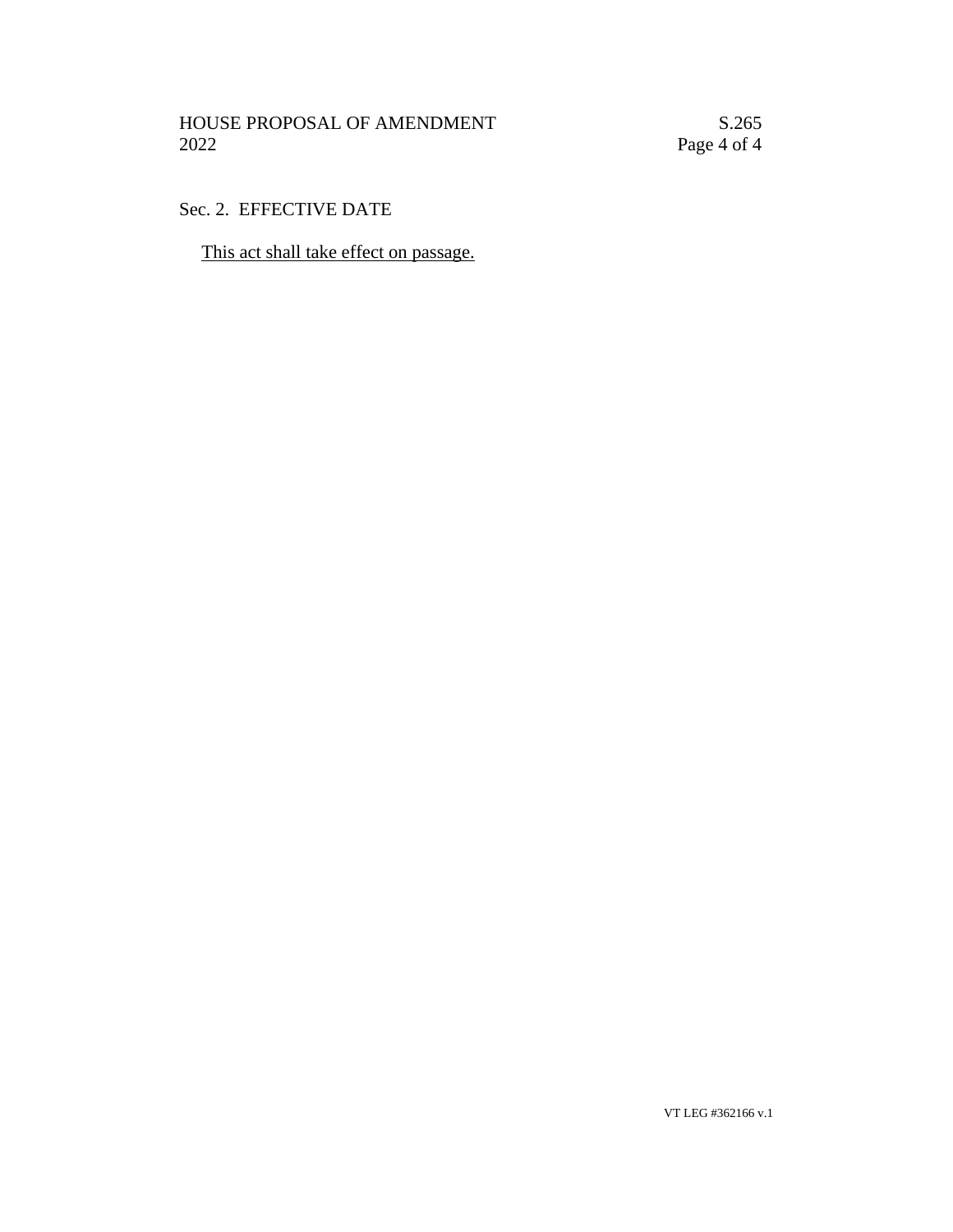Sec. 2. EFFECTIVE DATE

This act shall take effect on passage.